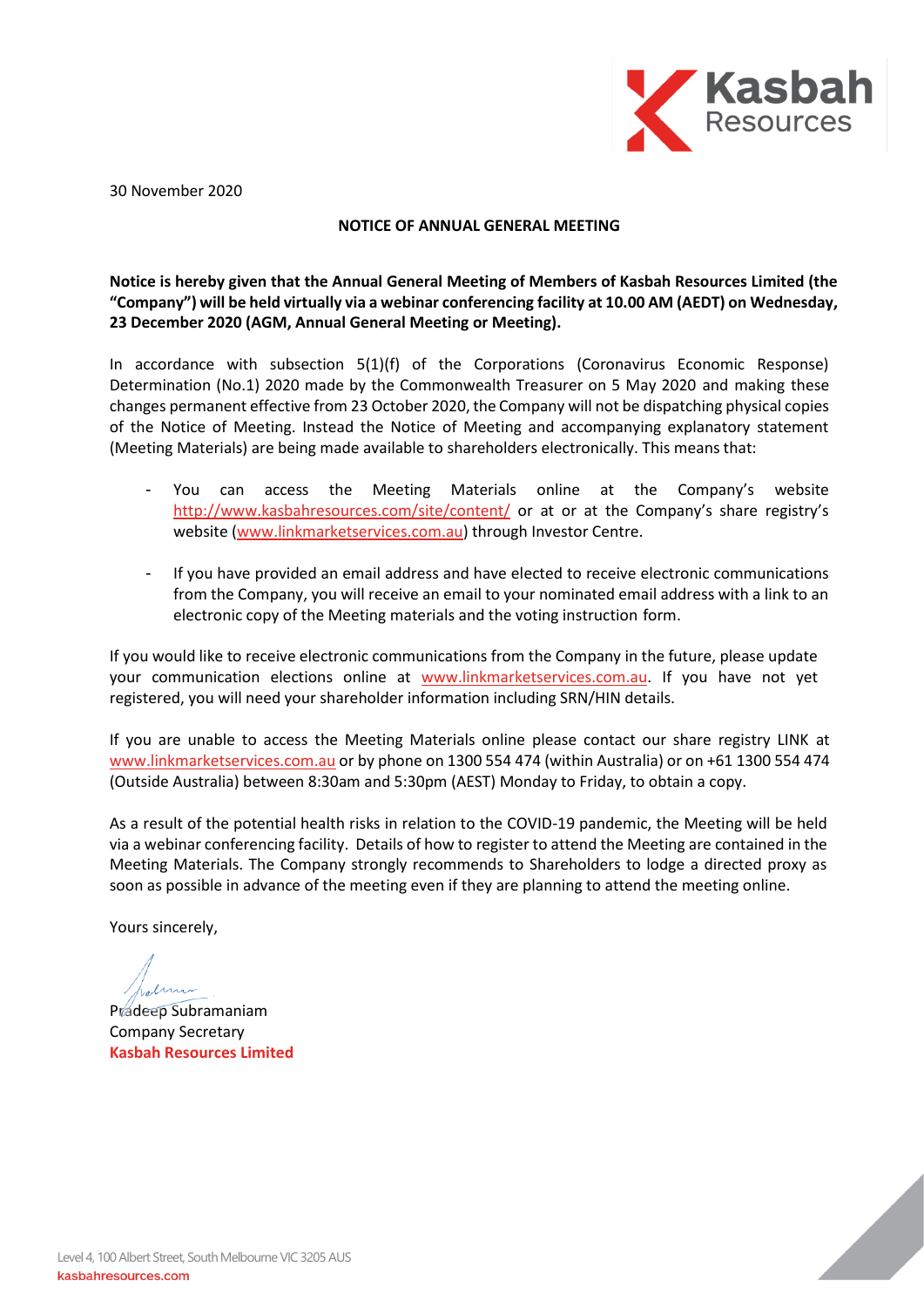30 November 2020

**NOTICE OF ANNUAL GENERAL MEETING**

**Notice is hereby given that the Annual General Meeting of Members of Kasbah Resources Limited (the "Company") will be held virtually via a webinar conferencing facility at 10.00 AM (AEDT) on Wednesday, 23 December 2020 (AGM, Annual General Meeting or Meeting).**

In accordance with subsection 5(1)(f) of the Corporations (Coronavirus Economic Response) Determination (No.1) 2020 made by the Commonwealth Treasurer on 5 May 2020 and making these changes permanent effective from 23 October 2020, the Company will not be dispatching physical copies of the Notice of Meeting. Instead the Notice of Meeting and accompanying explanatory statement (Meeting Materials) are being made available to shareholders electronically. This means that:

- You can access the Meeting Materials online at the Company's website http://www.kasbahresources.com/site/content/ or at or at the Company's share registry's website (www.linkmarketservices.com.au) through Investor Centre.
- If you have provided an email address and have elected to receive electronic communications from the Company, you will receive an email to your nominated email address with a link to an electronic copy of the Meeting materials and the voting instruction form.

If you would like to receive electronic communications from the Company in the future, please update your communication elections online at www.linkmarketservices.com.au. If you have not yet registered, you will need your shareholder information including SRN/HIN details.

If you are unable to access the Meeting Materials online please contact our share registry LINK at www.linkmarketservices.com.au or by phone on 1300 554 474 (within Australia) or on +61 1300 554 474 (Outside Australia) between 8:30am and 5:30pm (AEST) Monday to Friday, to obtain a copy.

As a result of the potential health risks in relation to the COVID-19 pandemic, the Meeting will be held via a webinar conferencing facility. Details of how to register to attend the Meeting are contained in the Meeting Materials. The Company strongly recommends to Shareholders to lodge a directed proxy as soon as possible in advance of the meeting even if they are planning to attend the meeting online.

Yours sincerely,

Pradeep Subramaniam
Company Secretary
**Kasbah Resources Limited**

Level 4, 100 Albert Street, South Melbourne VIC 3205 AUS
kasbahresources.com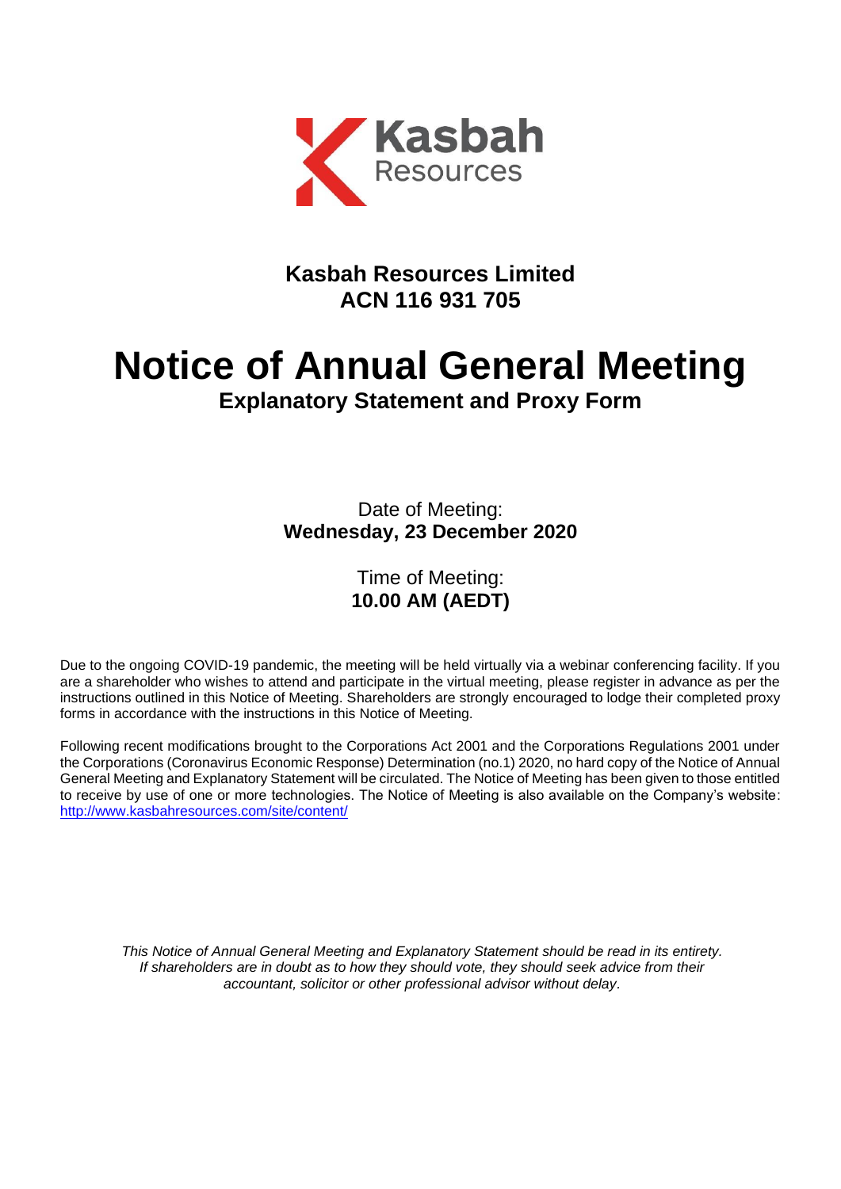# Kasbah Resources Limited
# ACN 116 931 705

# Notice of Annual General Meeting

## Explanatory Statement and Proxy Form

Date of Meeting:
**Wednesday, 23 December 2020**

Time of Meeting:
**10.00 AM (AEDT)**

Due to the ongoing COVID-19 pandemic, the meeting will be held virtually via a webinar conferencing facility. If you are a shareholder who wishes to attend and participate in the virtual meeting, please register in advance as per the instructions outlined in this Notice of Meeting. Shareholders are strongly encouraged to lodge their completed proxy forms in accordance with the instructions in this Notice of Meeting.

Following recent modifications brought to the Corporations Act 2001 and the Corporations Regulations 2001 under the Corporations (Coronavirus Economic Response) Determination (no.1) 2020, no hard copy of the Notice of Annual General Meeting and Explanatory Statement will be circulated. The Notice of Meeting has been given to those entitled to receive by use of one or more technologies. The Notice of Meeting is also available on the Company's website: http://www.kasbahresources.com/site/content/

*This Notice of Annual General Meeting and Explanatory Statement should be read in its entirety. If shareholders are in doubt as to how they should vote, they should seek advice from their accountant, solicitor or other professional advisor without delay.*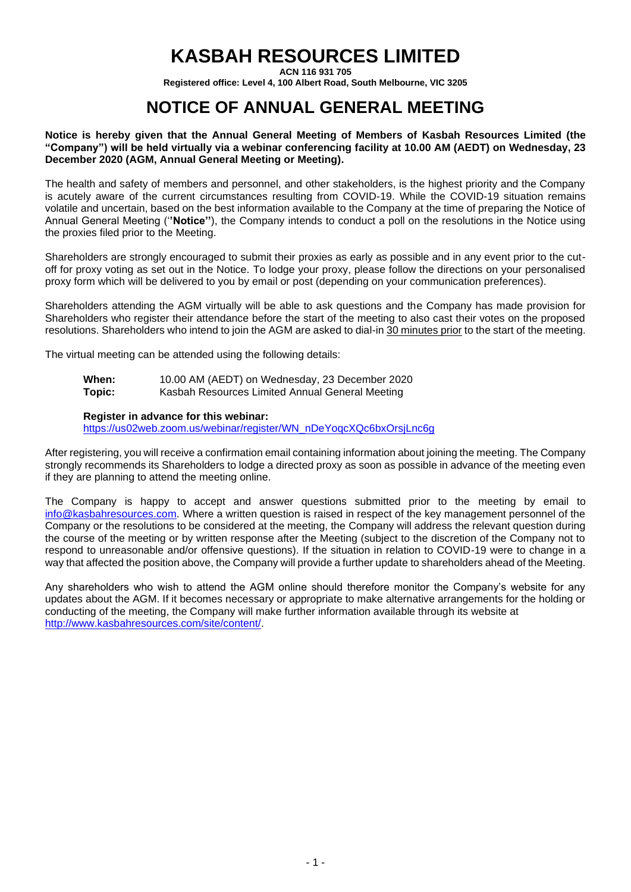# KASBAH RESOURCES LIMITED

**ACN 116 931 705**

**Registered office: Level 4, 100 Albert Road, South Melbourne, VIC 3205**

# NOTICE OF ANNUAL GENERAL MEETING

**Notice is hereby given that the Annual General Meeting of Members of Kasbah Resources Limited (the "Company") will be held virtually via a webinar conferencing facility at 10.00 AM (AEDT) on Wednesday, 23 December 2020 (AGM, Annual General Meeting or Meeting).**

The health and safety of members and personnel, and other stakeholders, is the highest priority and the Company is acutely aware of the current circumstances resulting from COVID-19. While the COVID-19 situation remains volatile and uncertain, based on the best information available to the Company at the time of preparing the Notice of Annual General Meeting (''**Notice**''), the Company intends to conduct a poll on the resolutions in the Notice using the proxies filed prior to the Meeting.

Shareholders are strongly encouraged to submit their proxies as early as possible and in any event prior to the cut-off for proxy voting as set out in the Notice. To lodge your proxy, please follow the directions on your personalised proxy form which will be delivered to you by email or post (depending on your communication preferences).

Shareholders attending the AGM virtually will be able to ask questions and the Company has made provision for Shareholders who register their attendance before the start of the meeting to also cast their votes on the proposed resolutions. Shareholders who intend to join the AGM are asked to dial-in 30 minutes prior to the start of the meeting.

The virtual meeting can be attended using the following details:

**When:** 10.00 AM (AEDT) on Wednesday, 23 December 2020
**Topic:** Kasbah Resources Limited Annual General Meeting

**Register in advance for this webinar:**
https://us02web.zoom.us/webinar/register/WN_nDeYoqcXQc6bxOrsjLnc6g

After registering, you will receive a confirmation email containing information about joining the meeting. The Company strongly recommends its Shareholders to lodge a directed proxy as soon as possible in advance of the meeting even if they are planning to attend the meeting online.

The Company is happy to accept and answer questions submitted prior to the meeting by email to info@kasbahresources.com. Where a written question is raised in respect of the key management personnel of the Company or the resolutions to be considered at the meeting, the Company will address the relevant question during the course of the meeting or by written response after the Meeting (subject to the discretion of the Company not to respond to unreasonable and/or offensive questions). If the situation in relation to COVID-19 were to change in a way that affected the position above, the Company will provide a further update to shareholders ahead of the Meeting.

Any shareholders who wish to attend the AGM online should therefore monitor the Company's website for any updates about the AGM. If it becomes necessary or appropriate to make alternative arrangements for the holding or conducting of the meeting, the Company will make further information available through its website at http://www.kasbahresources.com/site/content/.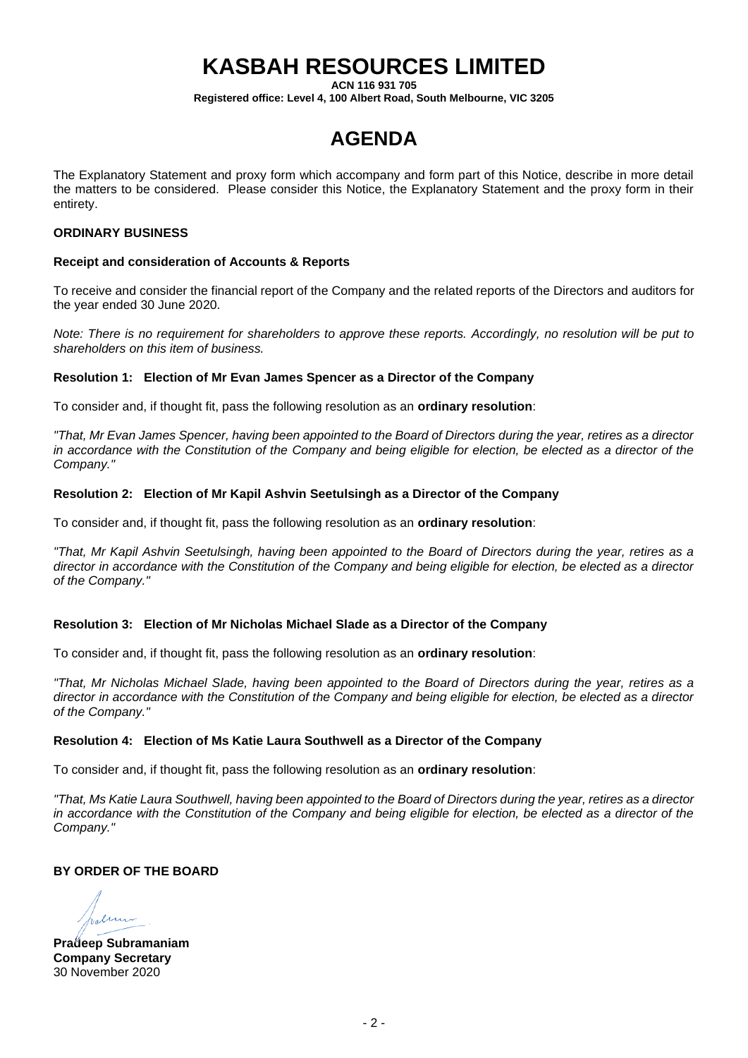# KASBAH RESOURCES LIMITED

**ACN 116 931 705**
**Registered office: Level 4, 100 Albert Road, South Melbourne, VIC 3205**

# AGENDA

The Explanatory Statement and proxy form which accompany and form part of this Notice, describe in more detail the matters to be considered. Please consider this Notice, the Explanatory Statement and the proxy form in their entirety.

**ORDINARY BUSINESS**

**Receipt and consideration of Accounts & Reports**

To receive and consider the financial report of the Company and the related reports of the Directors and auditors for the year ended 30 June 2020.

*Note: There is no requirement for shareholders to approve these reports. Accordingly, no resolution will be put to shareholders on this item of business.*

**Resolution 1: Election of Mr Evan James Spencer as a Director of the Company**

To consider and, if thought fit, pass the following resolution as an **ordinary resolution**:

*"That, Mr Evan James Spencer, having been appointed to the Board of Directors during the year, retires as a director in accordance with the Constitution of the Company and being eligible for election, be elected as a director of the Company."*

**Resolution 2: Election of Mr Kapil Ashvin Seetulsingh as a Director of the Company**

To consider and, if thought fit, pass the following resolution as an **ordinary resolution**:

*"That, Mr Kapil Ashvin Seetulsingh, having been appointed to the Board of Directors during the year, retires as a director in accordance with the Constitution of the Company and being eligible for election, be elected as a director of the Company."*

**Resolution 3: Election of Mr Nicholas Michael Slade as a Director of the Company**

To consider and, if thought fit, pass the following resolution as an **ordinary resolution**:

*"That, Mr Nicholas Michael Slade, having been appointed to the Board of Directors during the year, retires as a director in accordance with the Constitution of the Company and being eligible for election, be elected as a director of the Company."*

**Resolution 4: Election of Ms Katie Laura Southwell as a Director of the Company**

To consider and, if thought fit, pass the following resolution as an **ordinary resolution**:

*"That, Ms Katie Laura Southwell, having been appointed to the Board of Directors during the year, retires as a director in accordance with the Constitution of the Company and being eligible for election, be elected as a director of the Company."*

**BY ORDER OF THE BOARD**

**Pradeep Subramaniam**
**Company Secretary**
30 November 2020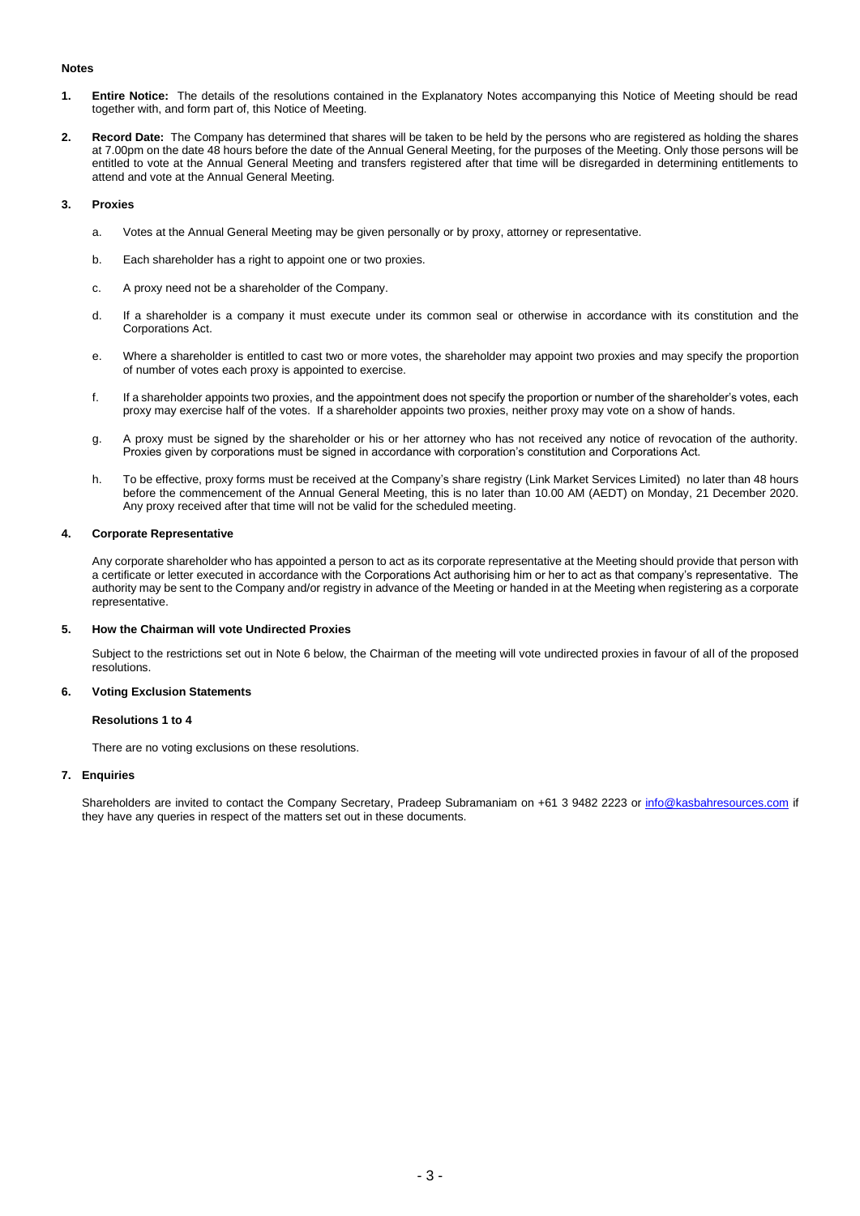## Notes

1. **Entire Notice:** The details of the resolutions contained in the Explanatory Notes accompanying this Notice of Meeting should be read together with, and form part of, this Notice of Meeting.

2. **Record Date:** The Company has determined that shares will be taken to be held by the persons who are registered as holding the shares at 7.00pm on the date 48 hours before the date of the Annual General Meeting, for the purposes of the Meeting. Only those persons will be entitled to vote at the Annual General Meeting and transfers registered after that time will be disregarded in determining entitlements to attend and vote at the Annual General Meeting.

3. **Proxies**

   a. Votes at the Annual General Meeting may be given personally or by proxy, attorney or representative.

   b. Each shareholder has a right to appoint one or two proxies.

   c. A proxy need not be a shareholder of the Company.

   d. If a shareholder is a company it must execute under its common seal or otherwise in accordance with its constitution and the Corporations Act.

   e. Where a shareholder is entitled to cast two or more votes, the shareholder may appoint two proxies and may specify the proportion of number of votes each proxy is appointed to exercise.

   f. If a shareholder appoints two proxies, and the appointment does not specify the proportion or number of the shareholder's votes, each proxy may exercise half of the votes. If a shareholder appoints two proxies, neither proxy may vote on a show of hands.

   g. A proxy must be signed by the shareholder or his or her attorney who has not received any notice of revocation of the authority. Proxies given by corporations must be signed in accordance with corporation's constitution and Corporations Act.

   h. To be effective, proxy forms must be received at the Company's share registry (Link Market Services Limited) no later than 48 hours before the commencement of the Annual General Meeting, this is no later than 10.00 AM (AEDT) on Monday, 21 December 2020. Any proxy received after that time will not be valid for the scheduled meeting.

4. **Corporate Representative**

   Any corporate shareholder who has appointed a person to act as its corporate representative at the Meeting should provide that person with a certificate or letter executed in accordance with the Corporations Act authorising him or her to act as that company's representative. The authority may be sent to the Company and/or registry in advance of the Meeting or handed in at the Meeting when registering as a corporate representative.

5. **How the Chairman will vote Undirected Proxies**

   Subject to the restrictions set out in Note 6 below, the Chairman of the meeting will vote undirected proxies in favour of all of the proposed resolutions.

6. **Voting Exclusion Statements**

   **Resolutions 1 to 4**

   There are no voting exclusions on these resolutions.

7. **Enquiries**

   Shareholders are invited to contact the Company Secretary, Pradeep Subramaniam on +61 3 9482 2223 or info@kasbahresources.com if they have any queries in respect of the matters set out in these documents.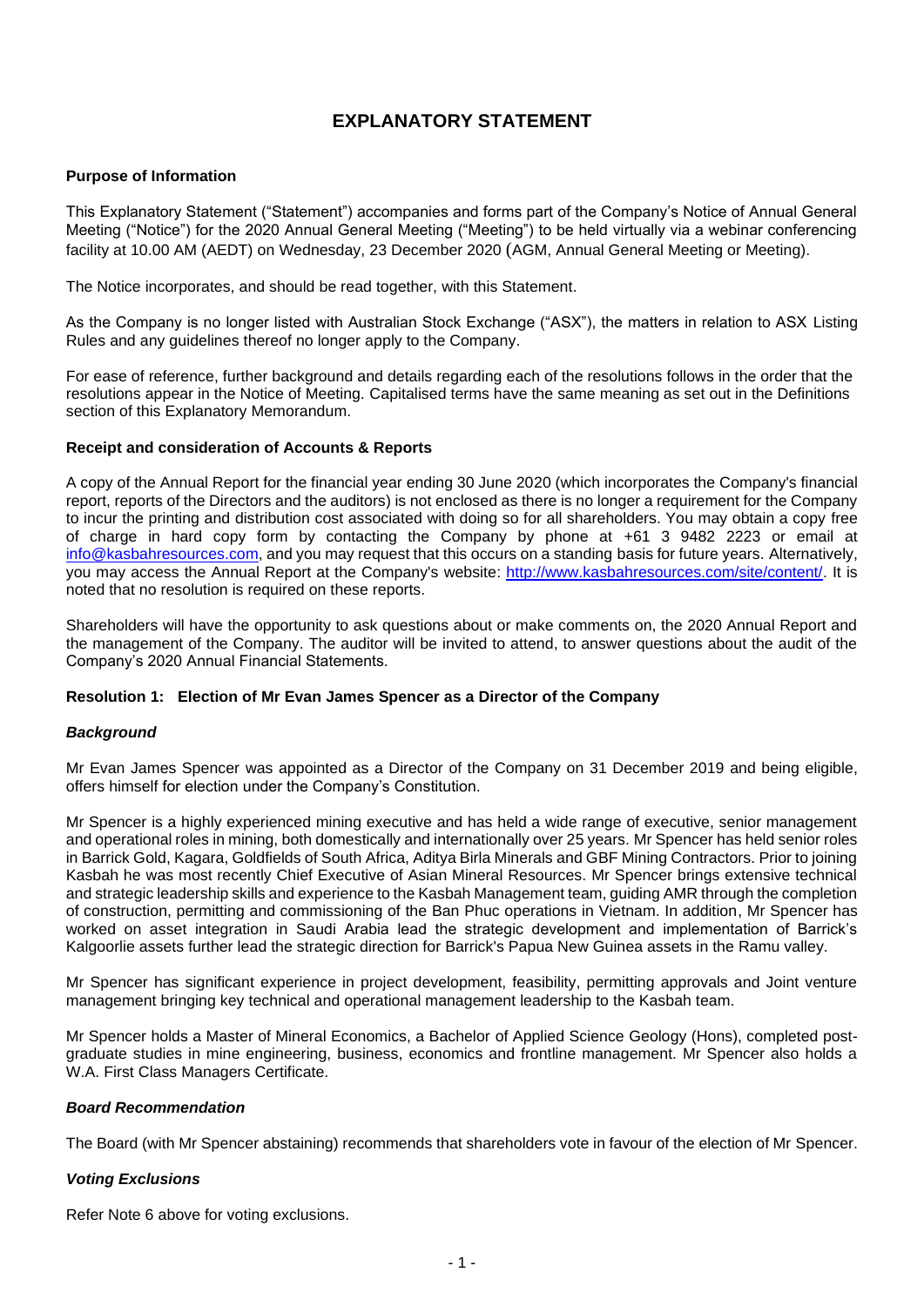# EXPLANATORY STATEMENT

**Purpose of Information**

This Explanatory Statement ("Statement") accompanies and forms part of the Company's Notice of Annual General Meeting ("Notice") for the 2020 Annual General Meeting ("Meeting") to be held virtually via a webinar conferencing facility at 10.00 AM (AEDT) on Wednesday, 23 December 2020 (AGM, Annual General Meeting or Meeting).

The Notice incorporates, and should be read together, with this Statement.

As the Company is no longer listed with Australian Stock Exchange ("ASX"), the matters in relation to ASX Listing Rules and any guidelines thereof no longer apply to the Company.

For ease of reference, further background and details regarding each of the resolutions follows in the order that the resolutions appear in the Notice of Meeting. Capitalised terms have the same meaning as set out in the Definitions section of this Explanatory Memorandum.

**Receipt and consideration of Accounts & Reports**

A copy of the Annual Report for the financial year ending 30 June 2020 (which incorporates the Company's financial report, reports of the Directors and the auditors) is not enclosed as there is no longer a requirement for the Company to incur the printing and distribution cost associated with doing so for all shareholders. You may obtain a copy free of charge in hard copy form by contacting the Company by phone at +61 3 9482 2223 or email at info@kasbahresources.com, and you may request that this occurs on a standing basis for future years. Alternatively, you may access the Annual Report at the Company's website: http://www.kasbahresources.com/site/content/. It is noted that no resolution is required on these reports.

Shareholders will have the opportunity to ask questions about or make comments on, the 2020 Annual Report and the management of the Company. The auditor will be invited to attend, to answer questions about the audit of the Company's 2020 Annual Financial Statements.

**Resolution 1: Election of Mr Evan James Spencer as a Director of the Company**

***Background***

Mr Evan James Spencer was appointed as a Director of the Company on 31 December 2019 and being eligible, offers himself for election under the Company's Constitution.

Mr Spencer is a highly experienced mining executive and has held a wide range of executive, senior management and operational roles in mining, both domestically and internationally over 25 years. Mr Spencer has held senior roles in Barrick Gold, Kagara, Goldfields of South Africa, Aditya Birla Minerals and GBF Mining Contractors. Prior to joining Kasbah he was most recently Chief Executive of Asian Mineral Resources. Mr Spencer brings extensive technical and strategic leadership skills and experience to the Kasbah Management team, guiding AMR through the completion of construction, permitting and commissioning of the Ban Phuc operations in Vietnam. In addition, Mr Spencer has worked on asset integration in Saudi Arabia lead the strategic development and implementation of Barrick's Kalgoorlie assets further lead the strategic direction for Barrick's Papua New Guinea assets in the Ramu valley.

Mr Spencer has significant experience in project development, feasibility, permitting approvals and Joint venture management bringing key technical and operational management leadership to the Kasbah team.

Mr Spencer holds a Master of Mineral Economics, a Bachelor of Applied Science Geology (Hons), completed post-graduate studies in mine engineering, business, economics and frontline management. Mr Spencer also holds a W.A. First Class Managers Certificate.

***Board Recommendation***

The Board (with Mr Spencer abstaining) recommends that shareholders vote in favour of the election of Mr Spencer.

***Voting Exclusions***

Refer Note 6 above for voting exclusions.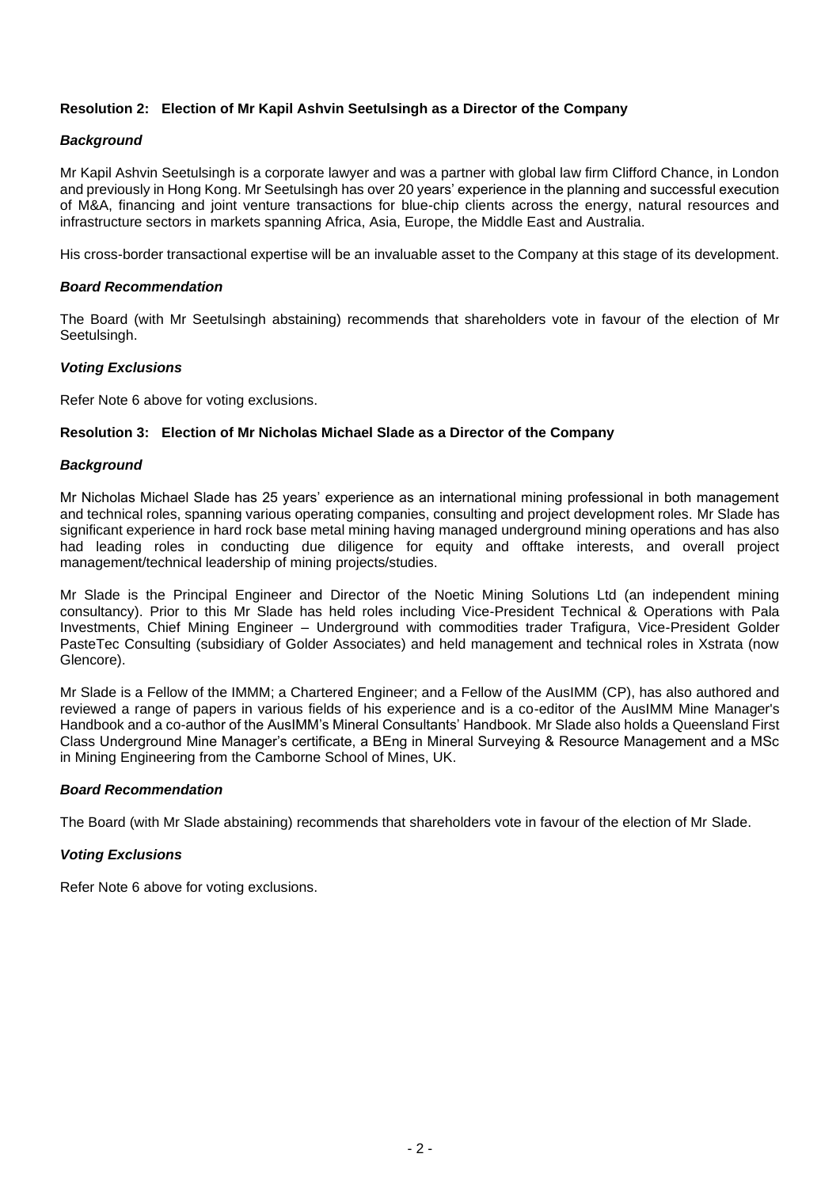### Resolution 2: Election of Mr Kapil Ashvin Seetulsingh as a Director of the Company

***Background***

Mr Kapil Ashvin Seetulsingh is a corporate lawyer and was a partner with global law firm Clifford Chance, in London and previously in Hong Kong. Mr Seetulsingh has over 20 years' experience in the planning and successful execution of M&A, financing and joint venture transactions for blue-chip clients across the energy, natural resources and infrastructure sectors in markets spanning Africa, Asia, Europe, the Middle East and Australia.

His cross-border transactional expertise will be an invaluable asset to the Company at this stage of its development.

***Board Recommendation***

The Board (with Mr Seetulsingh abstaining) recommends that shareholders vote in favour of the election of Mr Seetulsingh.

***Voting Exclusions***

Refer Note 6 above for voting exclusions.

### Resolution 3: Election of Mr Nicholas Michael Slade as a Director of the Company

***Background***

Mr Nicholas Michael Slade has 25 years' experience as an international mining professional in both management and technical roles, spanning various operating companies, consulting and project development roles. Mr Slade has significant experience in hard rock base metal mining having managed underground mining operations and has also had leading roles in conducting due diligence for equity and offtake interests, and overall project management/technical leadership of mining projects/studies.

Mr Slade is the Principal Engineer and Director of the Noetic Mining Solutions Ltd (an independent mining consultancy). Prior to this Mr Slade has held roles including Vice-President Technical & Operations with Pala Investments, Chief Mining Engineer – Underground with commodities trader Trafigura, Vice-President Golder PasteTec Consulting (subsidiary of Golder Associates) and held management and technical roles in Xstrata (now Glencore).

Mr Slade is a Fellow of the IMMM; a Chartered Engineer; and a Fellow of the AusIMM (CP), has also authored and reviewed a range of papers in various fields of his experience and is a co-editor of the AusIMM Mine Manager's Handbook and a co-author of the AusIMM's Mineral Consultants' Handbook. Mr Slade also holds a Queensland First Class Underground Mine Manager's certificate, a BEng in Mineral Surveying & Resource Management and a MSc in Mining Engineering from the Camborne School of Mines, UK.

***Board Recommendation***

The Board (with Mr Slade abstaining) recommends that shareholders vote in favour of the election of Mr Slade.

***Voting Exclusions***

Refer Note 6 above for voting exclusions.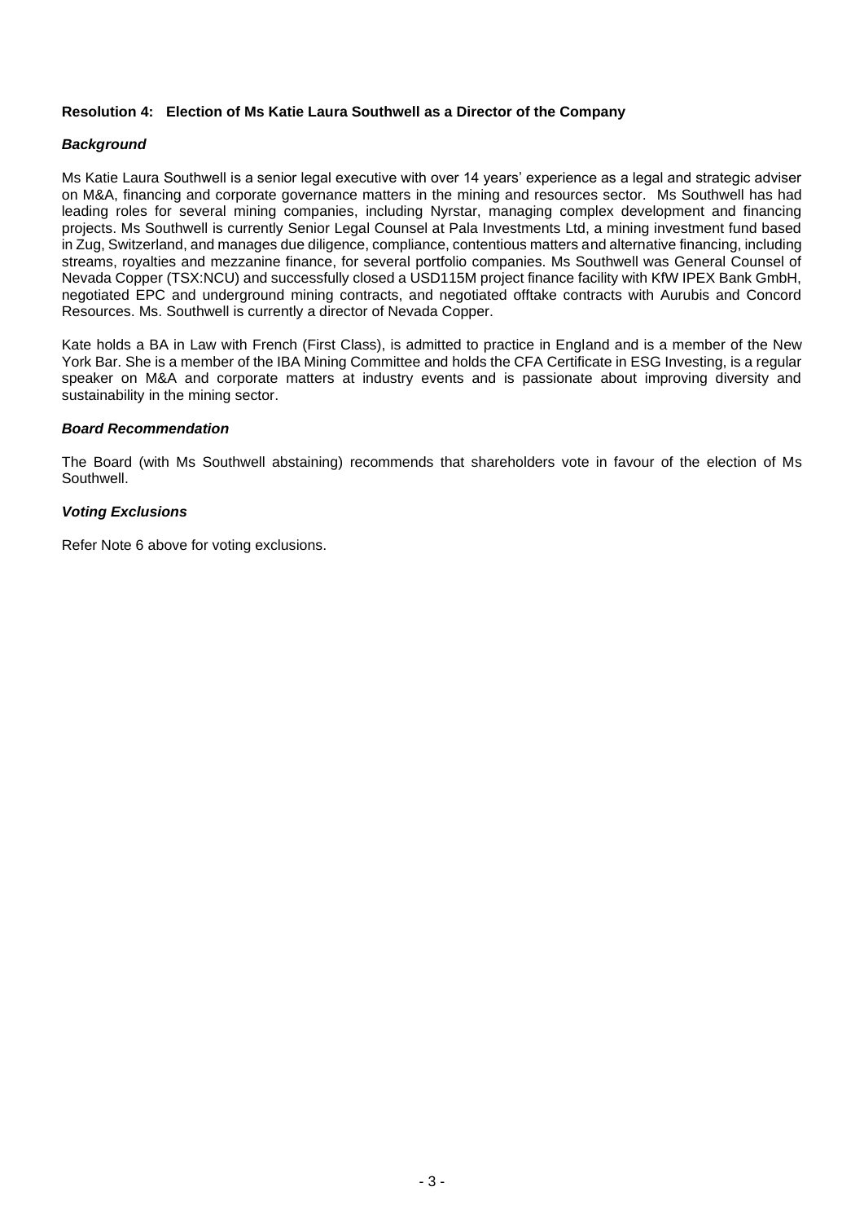### Resolution 4: Election of Ms Katie Laura Southwell as a Director of the Company

***Background***

Ms Katie Laura Southwell is a senior legal executive with over 14 years' experience as a legal and strategic adviser on M&A, financing and corporate governance matters in the mining and resources sector. Ms Southwell has had leading roles for several mining companies, including Nyrstar, managing complex development and financing projects. Ms Southwell is currently Senior Legal Counsel at Pala Investments Ltd, a mining investment fund based in Zug, Switzerland, and manages due diligence, compliance, contentious matters and alternative financing, including streams, royalties and mezzanine finance, for several portfolio companies. Ms Southwell was General Counsel of Nevada Copper (TSX:NCU) and successfully closed a USD115M project finance facility with KfW IPEX Bank GmbH, negotiated EPC and underground mining contracts, and negotiated offtake contracts with Aurubis and Concord Resources. Ms. Southwell is currently a director of Nevada Copper.

Kate holds a BA in Law with French (First Class), is admitted to practice in England and is a member of the New York Bar. She is a member of the IBA Mining Committee and holds the CFA Certificate in ESG Investing, is a regular speaker on M&A and corporate matters at industry events and is passionate about improving diversity and sustainability in the mining sector.

***Board Recommendation***

The Board (with Ms Southwell abstaining) recommends that shareholders vote in favour of the election of Ms Southwell.

***Voting Exclusions***

Refer Note 6 above for voting exclusions.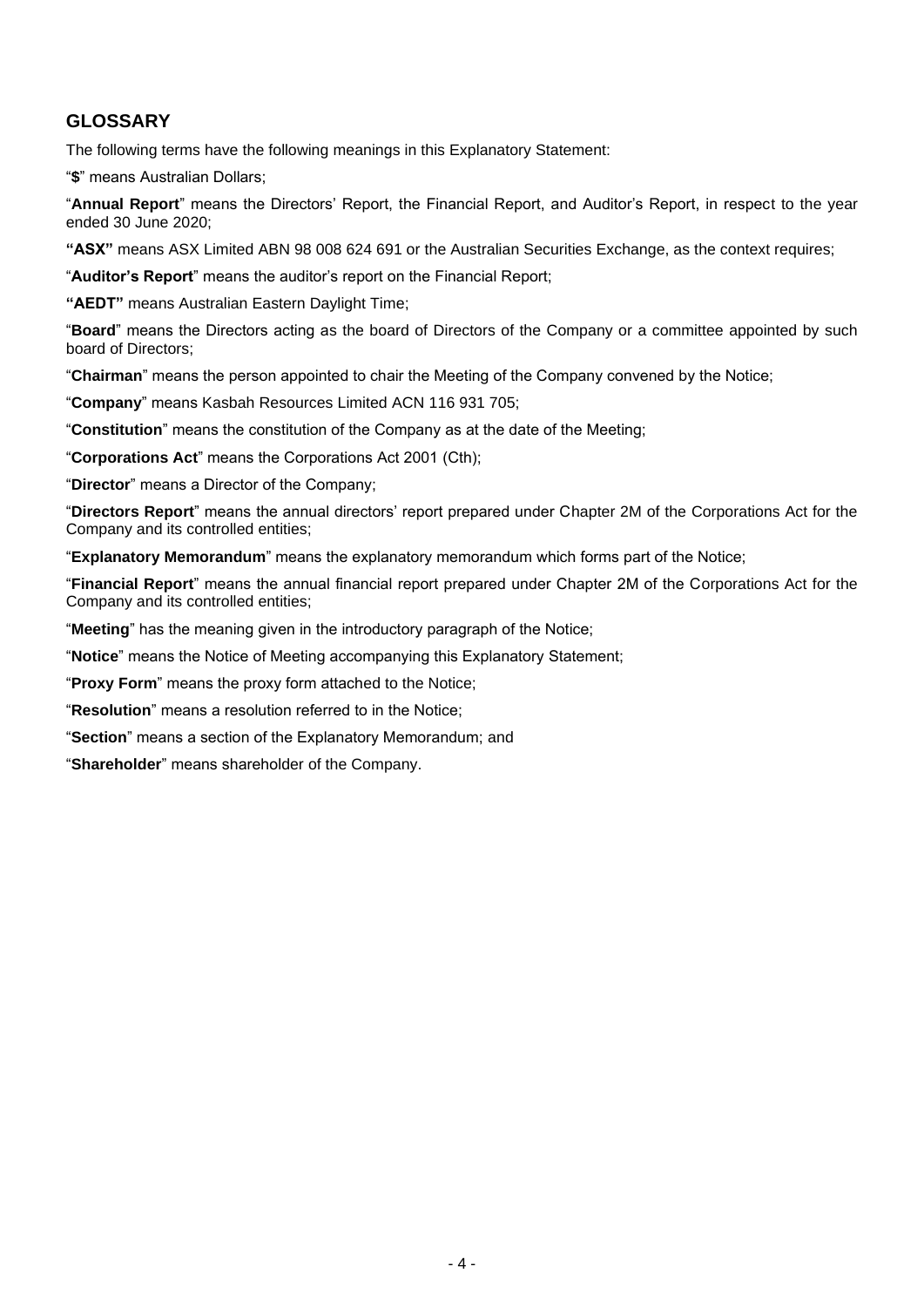## GLOSSARY

The following terms have the following meanings in this Explanatory Statement:

"**$**" means Australian Dollars;

"**Annual Report**" means the Directors' Report, the Financial Report, and Auditor's Report, in respect to the year ended 30 June 2020;

**"ASX"** means ASX Limited ABN 98 008 624 691 or the Australian Securities Exchange, as the context requires;

"**Auditor's Report**" means the auditor's report on the Financial Report;

**"AEDT"** means Australian Eastern Daylight Time;

"**Board**" means the Directors acting as the board of Directors of the Company or a committee appointed by such board of Directors;

"**Chairman**" means the person appointed to chair the Meeting of the Company convened by the Notice;

"**Company**" means Kasbah Resources Limited ACN 116 931 705;

"**Constitution**" means the constitution of the Company as at the date of the Meeting;

"**Corporations Act**" means the Corporations Act 2001 (Cth);

"**Director**" means a Director of the Company;

"**Directors Report**" means the annual directors' report prepared under Chapter 2M of the Corporations Act for the Company and its controlled entities;

"**Explanatory Memorandum**" means the explanatory memorandum which forms part of the Notice;

"**Financial Report**" means the annual financial report prepared under Chapter 2M of the Corporations Act for the Company and its controlled entities;

"**Meeting**" has the meaning given in the introductory paragraph of the Notice;

"**Notice**" means the Notice of Meeting accompanying this Explanatory Statement;

"**Proxy Form**" means the proxy form attached to the Notice;

"**Resolution**" means a resolution referred to in the Notice;

"**Section**" means a section of the Explanatory Memorandum; and

"**Shareholder**" means shareholder of the Company.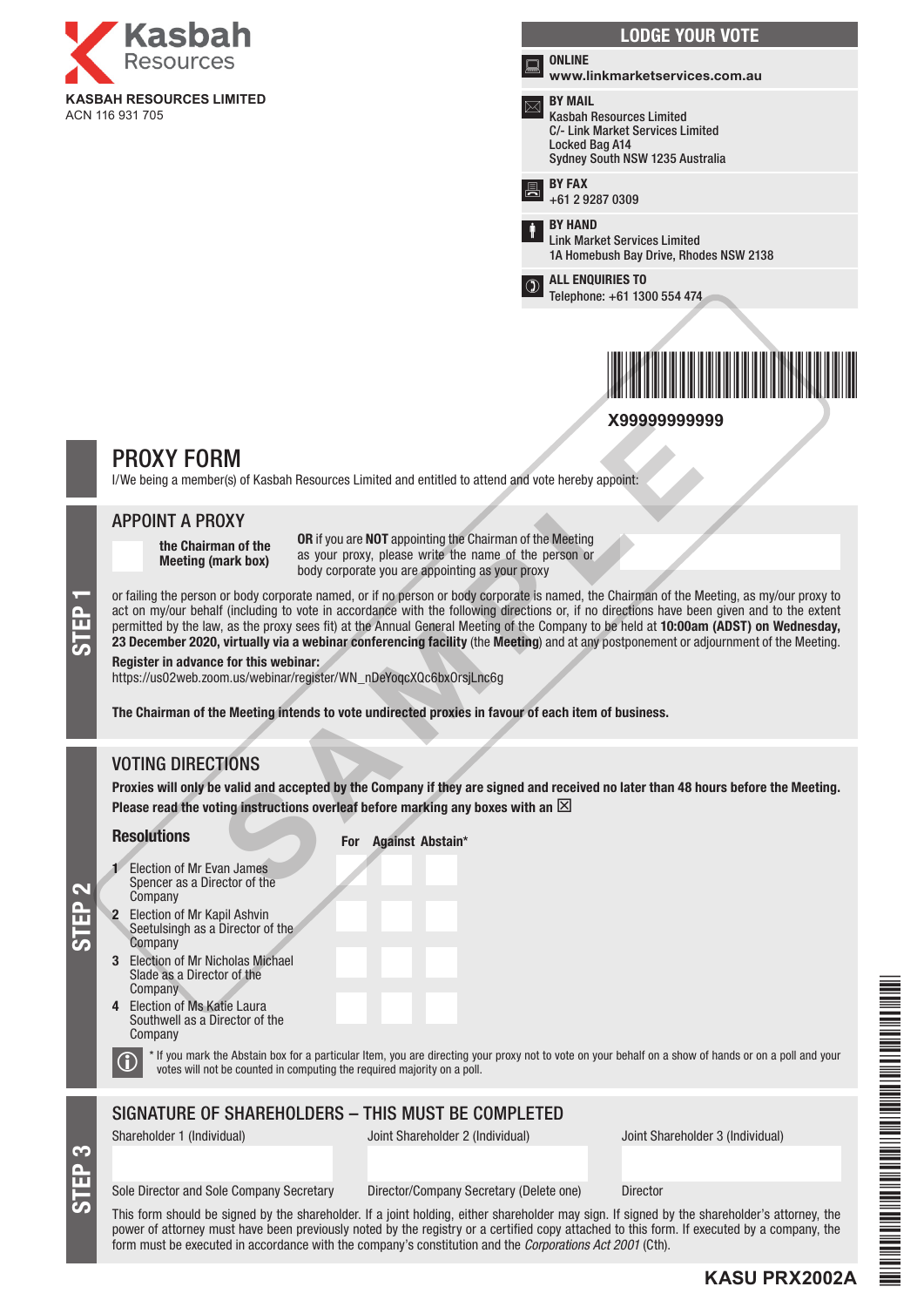**KASBAH RESOURCES LIMITED**
ACN 116 931 705

## LODGE YOUR VOTE

**ONLINE**
**www.linkmarketservices.com.au**

**BY MAIL**
Kasbah Resources Limited
C/- Link Market Services Limited
Locked Bag A14
Sydney South NSW 1235 Australia

**BY FAX**
+61 2 9287 0309

**BY HAND**
Link Market Services Limited
1A Homebush Bay Drive, Rhodes NSW 2138

**ALL ENQUIRIES TO**
Telephone: +61 1300 554 474

X99999999999

# PROXY FORM

I/We being a member(s) of Kasbah Resources Limited and entitled to attend and vote hereby appoint:

## STEP 1

### APPOINT A PROXY

**the Chairman of the Meeting (mark box)**

**OR** if you are **NOT** appointing the Chairman of the Meeting as your proxy, please write the name of the person or body corporate you are appointing as your proxy

or failing the person or body corporate named, or if no person or body corporate is named, the Chairman of the Meeting, as my/our proxy to act on my/our behalf (including to vote in accordance with the following directions or, if no directions have been given and to the extent permitted by the law, as the proxy sees fit) at the Annual General Meeting of the Company to be held at **10:00am (ADST) on Wednesday, 23 December 2020, virtually via a webinar conferencing facility** (the **Meeting**) and at any postponement or adjournment of the Meeting.

**Register in advance for this webinar:**
https://us02web.zoom.us/webinar/register/WN_nDeYoqcXQc6bxOrsjLnc6g

**The Chairman of the Meeting intends to vote undirected proxies in favour of each item of business.**

## STEP 2

### VOTING DIRECTIONS

**Proxies will only be valid and accepted by the Company if they are signed and received no later than 48 hours before the Meeting.**
**Please read the voting instructions overleaf before marking any boxes with an ☒**

| Resolutions | For | Against | Abstain* |
|---|---|---|---|
| 1 Election of Mr Evan James Spencer as a Director of the Company | | | |
| 2 Election of Mr Kapil Ashvin Seetulsingh as a Director of the Company | | | |
| 3 Election of Mr Nicholas Michael Slade as a Director of the Company | | | |
| 4 Election of Ms Katie Laura Southwell as a Director of the Company | | | |

* If you mark the Abstain box for a particular Item, you are directing your proxy not to vote on your behalf on a show of hands or on a poll and your votes will not be counted in computing the required majority on a poll.

## STEP 3

### SIGNATURE OF SHAREHOLDERS – THIS MUST BE COMPLETED

| Shareholder 1 (Individual) | Joint Shareholder 2 (Individual) | Joint Shareholder 3 (Individual) |
|---|---|---|
| | | |
| Sole Director and Sole Company Secretary | Director/Company Secretary (Delete one) | Director |

This form should be signed by the shareholder. If a joint holding, either shareholder may sign. If signed by the shareholder's attorney, the power of attorney must have been previously noted by the registry or a certified copy attached to this form. If executed by a company, the form must be executed in accordance with the company's constitution and the *Corporations Act 2001* (Cth).

**KASU PRX2002A**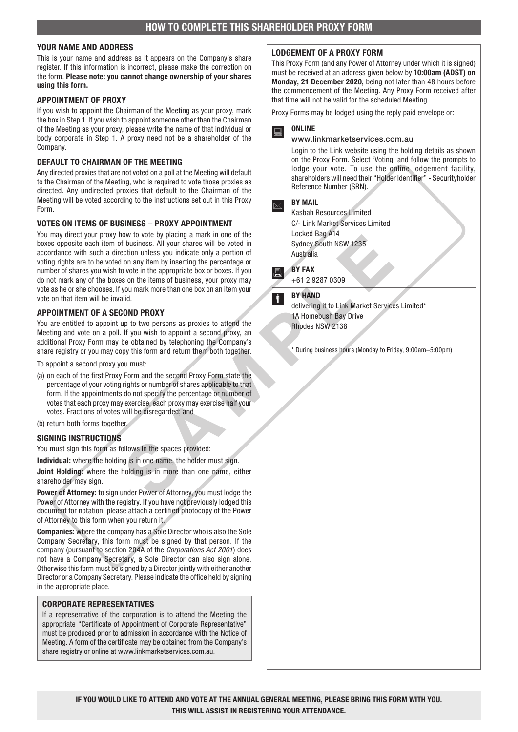# HOW TO COMPLETE THIS SHAREHOLDER PROXY FORM

## YOUR NAME AND ADDRESS

This is your name and address as it appears on the Company's share register. If this information is incorrect, please make the correction on the form. **Please note: you cannot change ownership of your shares using this form.**

## APPOINTMENT OF PROXY

If you wish to appoint the Chairman of the Meeting as your proxy, mark the box in Step 1. If you wish to appoint someone other than the Chairman of the Meeting as your proxy, please write the name of that individual or body corporate in Step 1. A proxy need not be a shareholder of the Company.

## DEFAULT TO CHAIRMAN OF THE MEETING

Any directed proxies that are not voted on a poll at the Meeting will default to the Chairman of the Meeting, who is required to vote those proxies as directed. Any undirected proxies that default to the Chairman of the Meeting will be voted according to the instructions set out in this Proxy Form.

## VOTES ON ITEMS OF BUSINESS – PROXY APPOINTMENT

You may direct your proxy how to vote by placing a mark in one of the boxes opposite each item of business. All your shares will be voted in accordance with such a direction unless you indicate only a portion of voting rights are to be voted on any item by inserting the percentage or number of shares you wish to vote in the appropriate box or boxes. If you do not mark any of the boxes on the items of business, your proxy may vote as he or she chooses. If you mark more than one box on an item your vote on that item will be invalid.

## APPOINTMENT OF A SECOND PROXY

You are entitled to appoint up to two persons as proxies to attend the Meeting and vote on a poll. If you wish to appoint a second proxy, an additional Proxy Form may be obtained by telephoning the Company's share registry or you may copy this form and return them both together.

To appoint a second proxy you must:

(a) on each of the first Proxy Form and the second Proxy Form state the percentage of your voting rights or number of shares applicable to that form. If the appointments do not specify the percentage or number of votes that each proxy may exercise, each proxy may exercise half your votes. Fractions of votes will be disregarded; and

(b) return both forms together.

## SIGNING INSTRUCTIONS

You must sign this form as follows in the spaces provided:

**Individual:** where the holding is in one name, the holder must sign.

**Joint Holding:** where the holding is in more than one name, either shareholder may sign.

**Power of Attorney:** to sign under Power of Attorney, you must lodge the Power of Attorney with the registry. If you have not previously lodged this document for notation, please attach a certified photocopy of the Power of Attorney to this form when you return it.

**Companies:** where the company has a Sole Director who is also the Sole Company Secretary, this form must be signed by that person. If the company (pursuant to section 204A of the *Corporations Act 2001*) does not have a Company Secretary, a Sole Director can also sign alone. Otherwise this form must be signed by a Director jointly with either another Director or a Company Secretary. Please indicate the office held by signing in the appropriate place.

## CORPORATE REPRESENTATIVES

If a representative of the corporation is to attend the Meeting the appropriate "Certificate of Appointment of Corporate Representative" must be produced prior to admission in accordance with the Notice of Meeting. A form of the certificate may be obtained from the Company's share registry or online at www.linkmarketservices.com.au.

## LODGEMENT OF A PROXY FORM

This Proxy Form (and any Power of Attorney under which it is signed) must be received at an address given below by **10:00am (ADST) on Monday, 21 December 2020,** being not later than 48 hours before the commencement of the Meeting. Any Proxy Form received after that time will not be valid for the scheduled Meeting.

Proxy Forms may be lodged using the reply paid envelope or:

**ONLINE**

www.linkmarketservices.com.au

Login to the Link website using the holding details as shown on the Proxy Form. Select 'Voting' and follow the prompts to lodge your vote. To use the online lodgement facility, shareholders will need their "Holder Identifier" - Securityholder Reference Number (SRN).

**BY MAIL**

Kasbah Resources Limited
C/- Link Market Services Limited
Locked Bag A14
Sydney South NSW 1235
Australia

**BY FAX**

+61 2 9287 0309

**BY HAND**

delivering it to Link Market Services Limited*
1A Homebush Bay Drive
Rhodes NSW 2138

\* During business hours (Monday to Friday, 9:00am–5:00pm)

SAMPLE

**IF YOU WOULD LIKE TO ATTEND AND VOTE AT THE ANNUAL GENERAL MEETING, PLEASE BRING THIS FORM WITH YOU. THIS WILL ASSIST IN REGISTERING YOUR ATTENDANCE.**